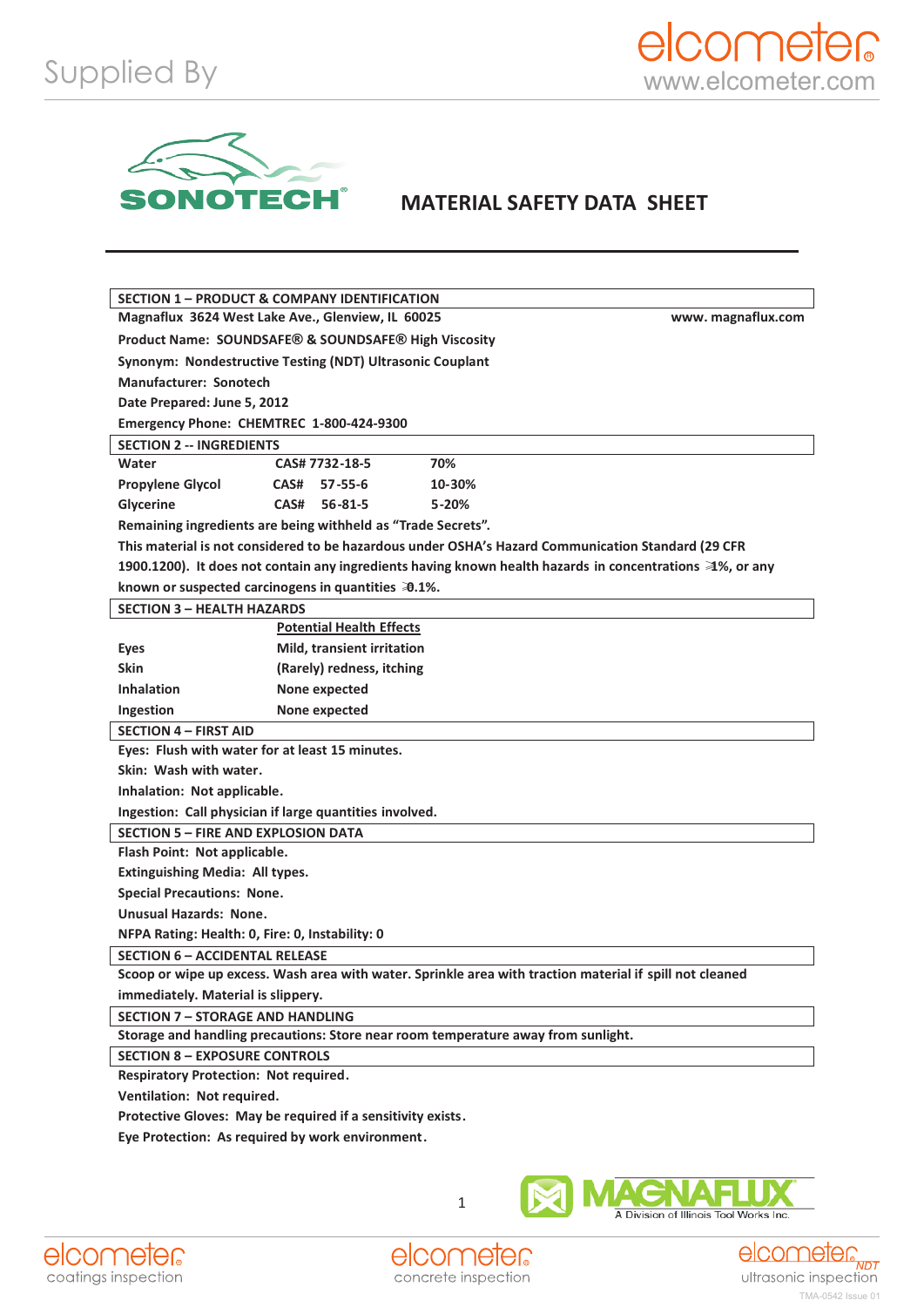Supplied By

# MATERIAL SAFETY DATA SHEET

## SECTION 1 – PRODUCT & COMPANY IDENTIFICATION

**Magnaflux 3624 West Lake Ave., Glenview, IL 60025** **www. magnaflux.com**

**Product Name: SOUNDSAFE® & SOUNDSAFE® High Viscosity**

**Synonym: Nondestructive Testing (NDT) Ultrasonic Couplant**

**Manufacturer: Sonotech**

**Date Prepared: June 5, 2012**

**Emergency Phone: CHEMTREC 1-800-424-9300**

## SECTION 2 -- INGREDIENTS

| | | |
|---|---|---|
| **Water** | **CAS# 7732-18-5** | **70%** |
| **Propylene Glycol** | **CAS# 57-55-6** | **10-30%** |
| **Glycerine** | **CAS# 56-81-5** | **5-20%** |

**Remaining ingredients are being withheld as "Trade Secrets".**

**This material is not considered to be hazardous under OSHA's Hazard Communication Standard (29 CFR 1900.1200). It does not contain any ingredients having known health hazards in concentrations ≥1%, or any known or suspected carcinogens in quantities ≥0.1%.**

## SECTION 3 – HEALTH HAZARDS

| | Potential Health Effects |
|---|---|
| **Eyes** | **Mild, transient irritation** |
| **Skin** | **(Rarely) redness, itching** |
| **Inhalation** | **None expected** |
| **Ingestion** | **None expected** |

## SECTION 4 – FIRST AID

**Eyes: Flush with water for at least 15 minutes.**

**Skin: Wash with water.**

**Inhalation: Not applicable.**

**Ingestion: Call physician if large quantities involved.**

## SECTION 5 – FIRE AND EXPLOSION DATA

**Flash Point: Not applicable.**

**Extinguishing Media: All types.**

**Special Precautions: None.**

**Unusual Hazards: None.**

**NFPA Rating: Health: 0, Fire: 0, Instability: 0**

## SECTION 6 – ACCIDENTAL RELEASE

**Scoop or wipe up excess. Wash area with water. Sprinkle area with traction material if spill not cleaned immediately. Material is slippery.**

## SECTION 7 – STORAGE AND HANDLING

**Storage and handling precautions: Store near room temperature away from sunlight.**

## SECTION 8 – EXPOSURE CONTROLS

**Respiratory Protection: Not required.**

**Ventilation: Not required.**

**Protective Gloves: May be required if a sensitivity exists.**

**Eye Protection: As required by work environment.**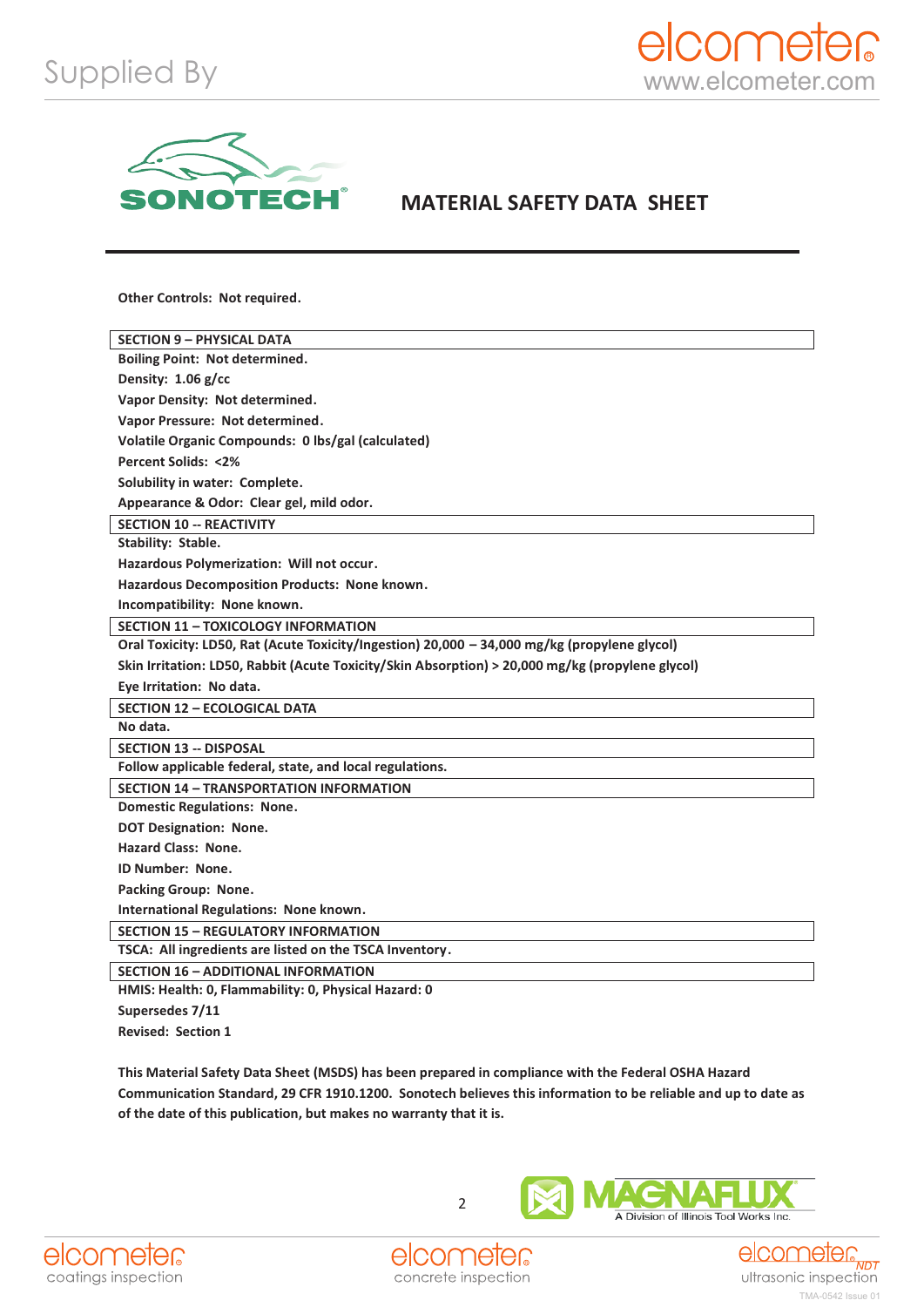# MATERIAL SAFETY DATA SHEET

**Other Controls: Not required.**

## SECTION 9 – PHYSICAL DATA

**Boiling Point: Not determined.**
**Density: 1.06 g/cc**
**Vapor Density: Not determined.**
**Vapor Pressure: Not determined.**
**Volatile Organic Compounds: 0 lbs/gal (calculated)**
**Percent Solids: <2%**
**Solubility in water: Complete.**
**Appearance & Odor: Clear gel, mild odor.**

## SECTION 10 -- REACTIVITY

**Stability: Stable.**
**Hazardous Polymerization: Will not occur.**
**Hazardous Decomposition Products: None known.**
**Incompatibility: None known.**

## SECTION 11 – TOXICOLOGY INFORMATION

**Oral Toxicity: LD50, Rat (Acute Toxicity/Ingestion) 20,000 – 34,000 mg/kg (propylene glycol)**
**Skin Irritation: LD50, Rabbit (Acute Toxicity/Skin Absorption) > 20,000 mg/kg (propylene glycol)**
**Eye Irritation: No data.**

## SECTION 12 – ECOLOGICAL DATA

**No data.**

## SECTION 13 -- DISPOSAL

**Follow applicable federal, state, and local regulations.**

## SECTION 14 – TRANSPORTATION INFORMATION

**Domestic Regulations: None.**
**DOT Designation: None.**
**Hazard Class: None.**
**ID Number: None.**
**Packing Group: None.**
**International Regulations: None known.**

## SECTION 15 – REGULATORY INFORMATION

**TSCA: All ingredients are listed on the TSCA Inventory.**

## SECTION 16 – ADDITIONAL INFORMATION

**HMIS: Health: 0, Flammability: 0, Physical Hazard: 0**
**Supersedes 7/11**
**Revised: Section 1**

**This Material Safety Data Sheet (MSDS) has been prepared in compliance with the Federal OSHA Hazard Communication Standard, 29 CFR 1910.1200. Sonotech believes this information to be reliable and up to date as of the date of this publication, but makes no warranty that it is.**

MAGNAFLUX
A Division of Illinois Tool Works Inc.